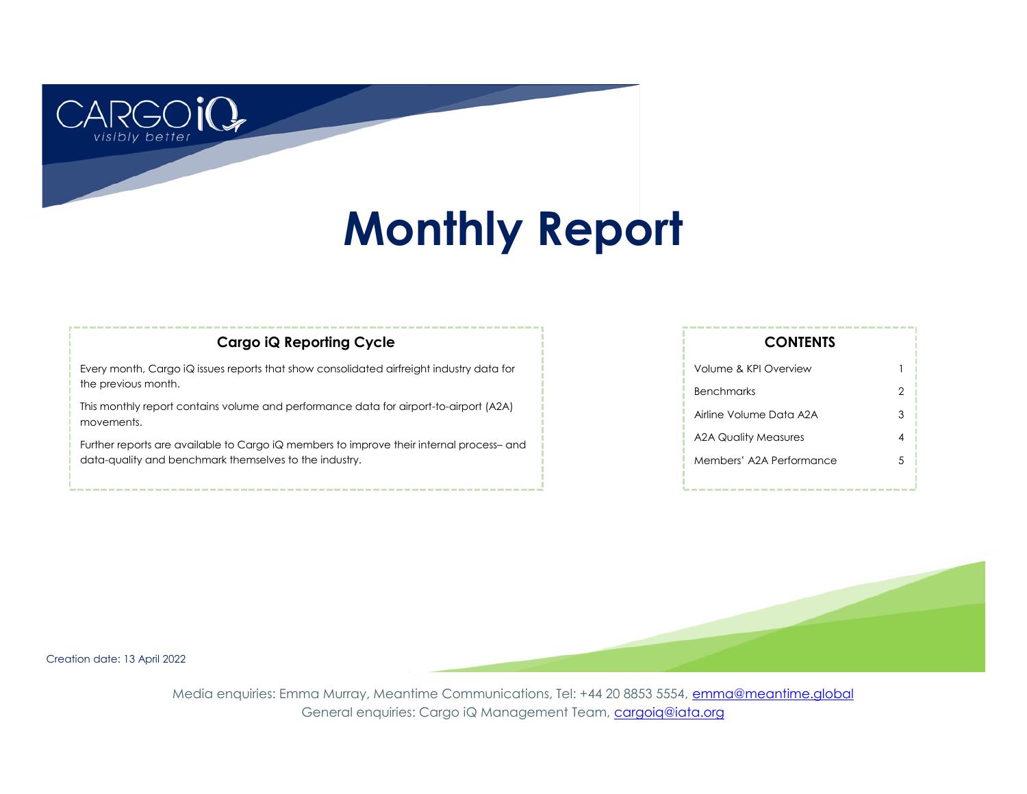CARGO iQ
*visibly better*

# Monthly Report

## Cargo iQ Reporting Cycle

Every month, Cargo iQ issues reports that show consolidated airfreight industry data for the previous month.

This monthly report contains volume and performance data for airport-to-airport (A2A) movements.

Further reports are available to Cargo iQ members to improve their internal process– and data-quality and benchmark themselves to the industry.

## CONTENTS

| | |
|---|---|
| Volume & KPI Overview | 1 |
| Benchmarks | 2 |
| Airline Volume Data A2A | 3 |
| A2A Quality Measures | 4 |
| Members' A2A Performance | 5 |

Creation date: 13 April 2022

Media enquiries: Emma Murray, Meantime Communications, Tel: +44 20 8853 5554, emma@meantime.global
General enquiries: Cargo iQ Management Team, cargoiq@iata.org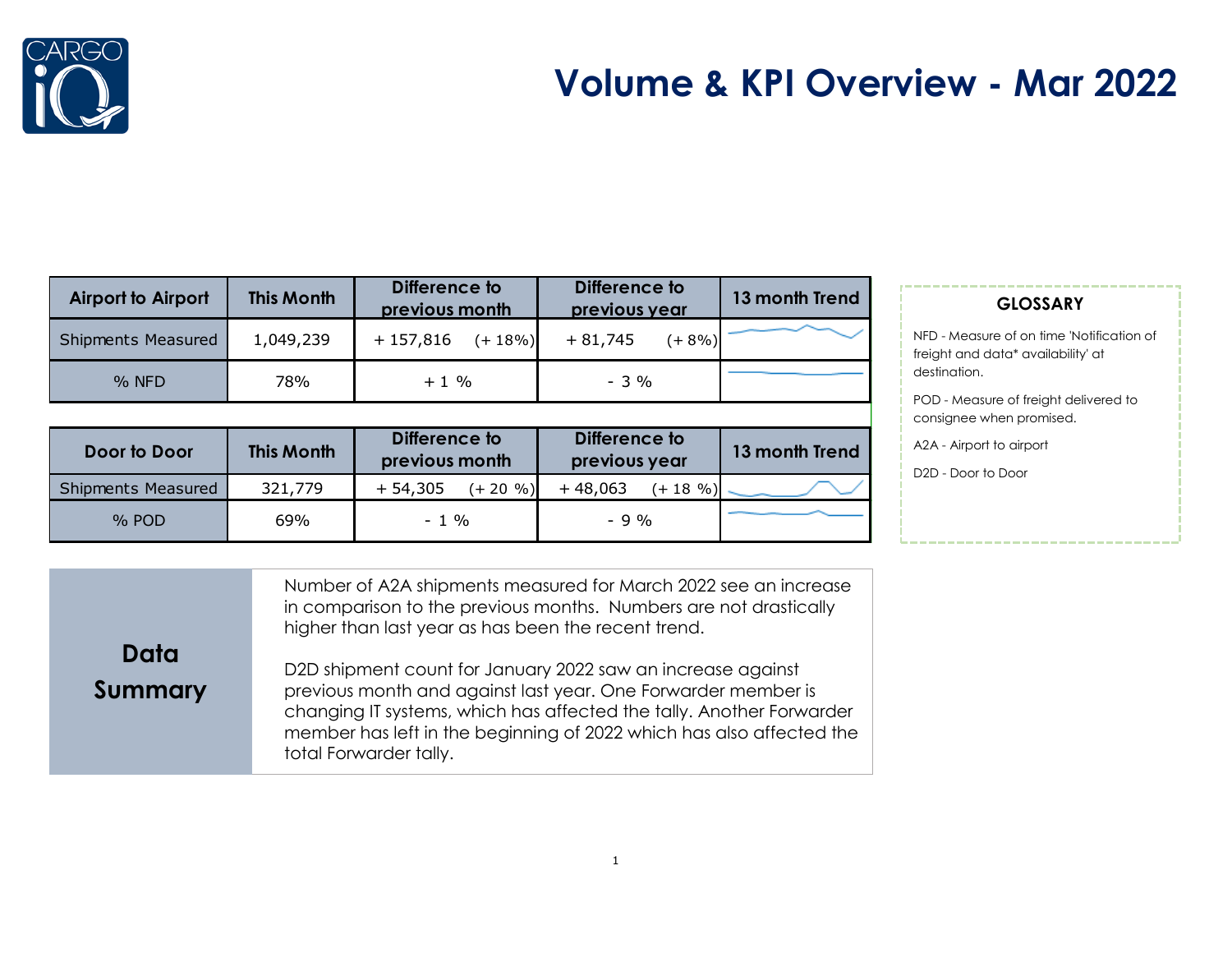# Volume & KPI Overview - Mar 2022

| Airport to Airport | This Month | Difference to previous month | Difference to previous year | 13 month Trend |
|---|---|---|---|---|
| Shipments Measured | 1,049,239 | + 157,816 (+ 18%) | + 81,745 (+ 8%) | |
| % NFD | 78% | + 1 % | - 3 % | |

| Door to Door | This Month | Difference to previous month | Difference to previous year | 13 month Trend |
|---|---|---|---|---|
| Shipments Measured | 321,779 | + 54,305 (+ 20 %) | + 48,063 (+ 18 %) | |
| % POD | 69% | - 1 % | - 9 % | |

**GLOSSARY**

NFD - Measure of on time 'Notification of freight and data* availability' at destination.

POD - Measure of freight delivered to consignee when promised.

A2A - Airport to airport

D2D - Door to Door

## Data Summary

Number of A2A shipments measured for March 2022 see an increase in comparison to the previous months. Numbers are not drastically higher than last year as has been the recent trend.

D2D shipment count for January 2022 saw an increase against previous month and against last year. One Forwarder member is changing IT systems, which has affected the tally. Another Forwarder member has left in the beginning of 2022 which has also affected the total Forwarder tally.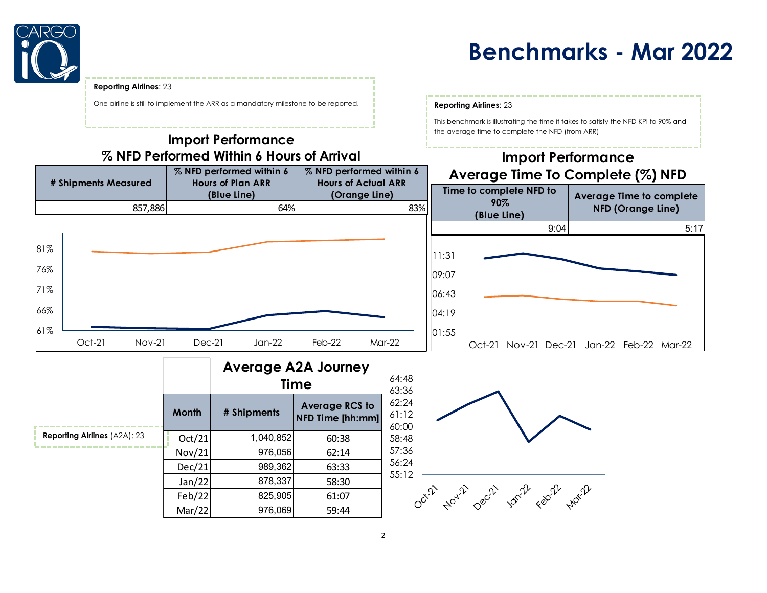# Benchmarks - Mar 2022

**Reporting Airlines**: 23

One airline is still to implement the ARR as a mandatory milestone to be reported.

## Import Performance
## % NFD Performed Within 6 Hours of Arrival

| # Shipments Measured | % NFD performed within 6 Hours of Plan ARR (Blue Line) | % NFD performed within 6 Hours of Actual ARR (Orange Line) |
|---|---|---|
| 857,886 | 64% | 83% |

81%
76%
71%
66%
61%
Oct-21 Nov-21 Dec-21 Jan-22 Feb-22 Mar-22

**Reporting Airlines**: 23

This benchmark is illustrating the time it takes to satisfy the NFD KPI to 90% and the average time to complete the NFD (from ARR)

## Import Performance
## Average Time To Complete (%) NFD

| Time to complete NFD to 90% (Blue Line) | Average Time to complete NFD (Orange Line) |
|---|---|
| 9:04 | 5:17 |

11:31
09:07
06:43
04:19
01:55
Oct-21 Nov-21 Dec-21 Jan-22 Feb-22 Mar-22

**Reporting Airlines** (A2A): 23

## Average A2A Journey Time

| Month | # Shipments | Average RCS to NFD Time [hh:mm] |
|---|---|---|
| Oct/21 | 1,040,852 | 60:38 |
| Nov/21 | 976,056 | 62:14 |
| Dec/21 | 989,362 | 63:33 |
| Jan/22 | 878,337 | 58:30 |
| Feb/22 | 825,905 | 61:07 |
| Mar/22 | 976,069 | 59:44 |

64:48
63:36
62:24
61:12
60:00
58:48
57:36
56:24
55:12
Oct-21 Nov-21 Dec-21 Jan-22 Feb-22 Mar-22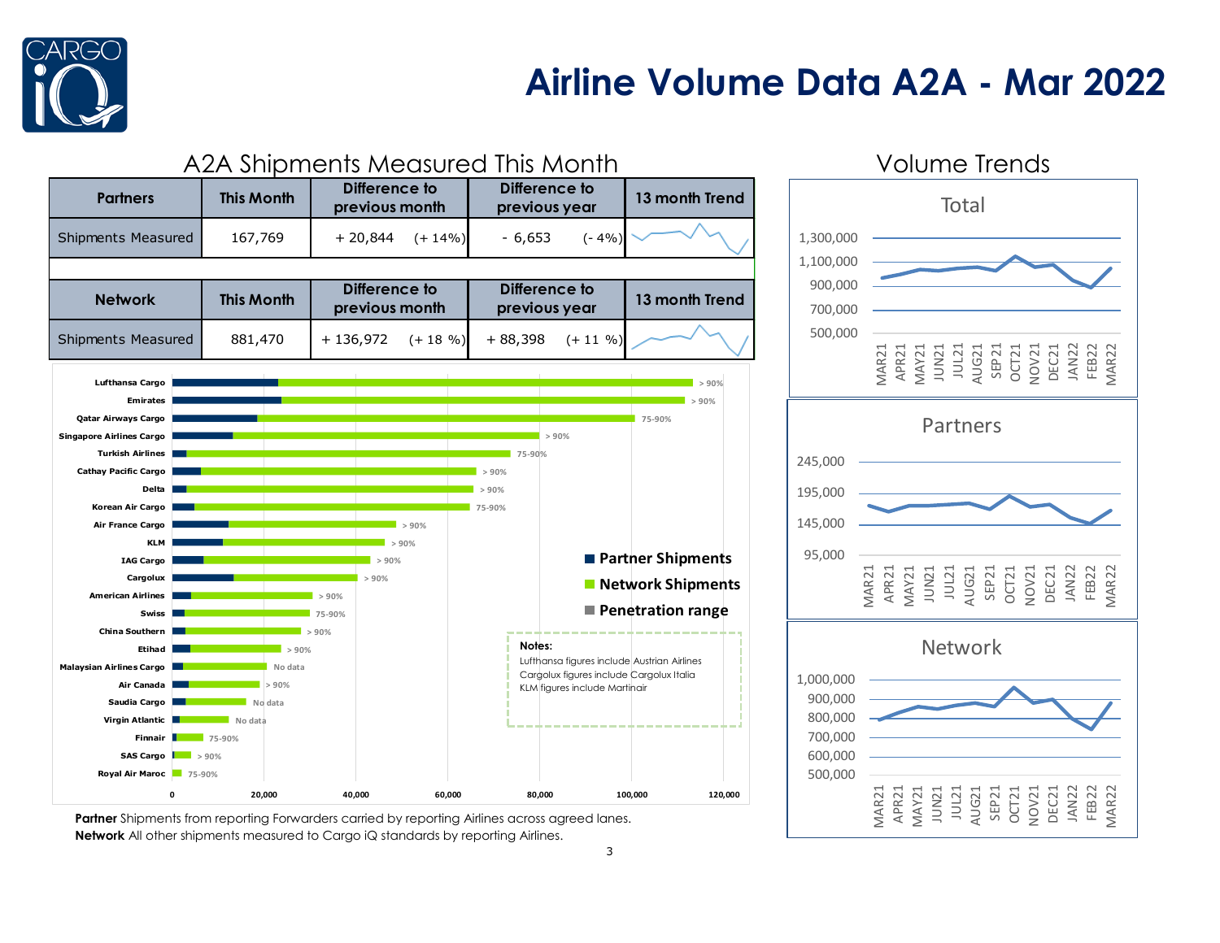# Airline Volume Data A2A - Mar 2022

## A2A Shipments Measured This Month

| Partners | This Month | Difference to previous month | Difference to previous year | 13 month Trend |
|---|---|---|---|---|
| Shipments Measured | 167,769 | + 20,844 (+ 14%) | - 6,653 (- 4%) | |

| Network | This Month | Difference to previous month | Difference to previous year | 13 month Trend |
|---|---|---|---|---|
| Shipments Measured | 881,470 | + 136,972 (+ 18 %) | + 88,398 (+ 11 %) | |

Lufthansa Cargo > 90%
Emirates > 90%
Qatar Airways Cargo 75-90%
Singapore Airlines Cargo > 90%
Turkish Airlines 75-90%
Cathay Pacific Cargo > 90%
Delta > 90%
Korean Air Cargo 75-90%
Air France Cargo > 90%
KLM > 90%
IAG Cargo > 90%
Cargolux > 90%
American Airlines > 90%
Swiss 75-90%
China Southern > 90%
Etihad > 90%
Malaysian Airlines Cargo No data
Air Canada > 90%
Saudia Cargo No data
Virgin Atlantic No data
Finnair 75-90%
SAS Cargo > 90%
Royal Air Maroc 75-90%

0 20,000 40,000 60,000 80,000 100,000 120,000

Partner Shipments
Network Shipments
Penetration range

**Notes:**
Lufthansa figures include Austrian Airlines
Cargolux figures include Cargolux Italia
KLM figures include Martinair

**Partner** Shipments from reporting Forwarders carried by reporting Airlines across agreed lanes.
**Network** All other shipments measured to Cargo iQ standards by reporting Airlines.

## Volume Trends

Total

1,300,000
1,100,000
900,000
700,000
500,000

MAR21 APR21 MAY21 JUN21 JUL21 AUG21 SEP21 OCT21 NOV21 DEC21 JAN22 FEB22 MAR22

Partners

245,000
195,000
145,000
95,000

MAR21 APR21 MAY21 JUN21 JUL21 AUG21 SEP21 OCT21 NOV21 DEC21 JAN22 FEB22 MAR22

Network

1,000,000
900,000
800,000
700,000
600,000
500,000

MAR21 APR21 MAY21 JUN21 JUL21 AUG21 SEP21 OCT21 NOV21 DEC21 JAN22 FEB22 MAR22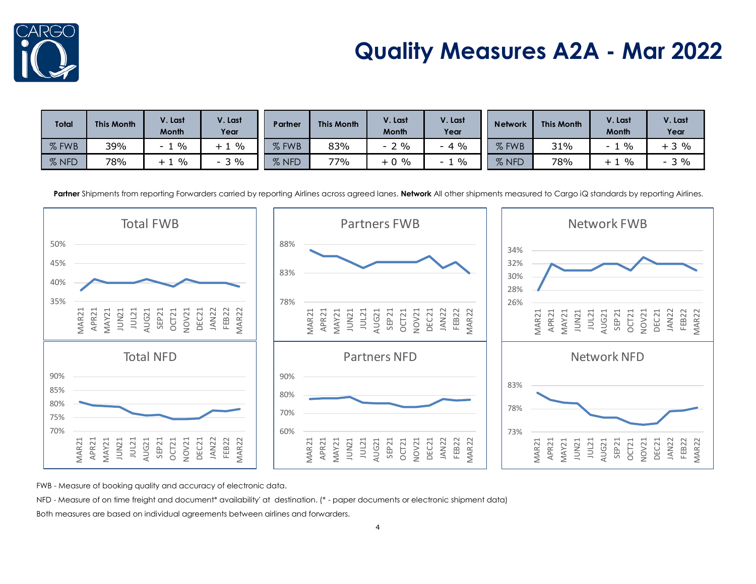# Quality Measures A2A - Mar 2022

| Total | This Month | V. Last Month | V. Last Year |
|---|---|---|---|
| % FWB | 39% | - 1 % | + 1 % |
| % NFD | 78% | + 1 % | - 3 % |

| Partner | This Month | V. Last Month | V. Last Year |
|---|---|---|---|
| % FWB | 83% | - 2 % | - 4 % |
| % NFD | 77% | + 0 % | - 1 % |

| Network | This Month | V. Last Month | V. Last Year |
|---|---|---|---|
| % FWB | 31% | - 1 % | + 3 % |
| % NFD | 78% | + 1 % | - 3 % |

**Partner** Shipments from reporting Forwarders carried by reporting Airlines across agreed lanes. **Network** All other shipments measured to Cargo iQ standards by reporting Airlines.

FWB - Measure of booking quality and accuracy of electronic data.

NFD - Measure of on time freight and document* availability' at destination. (* - paper documents or electronic shipment data)

Both measures are based on individual agreements between airlines and forwarders.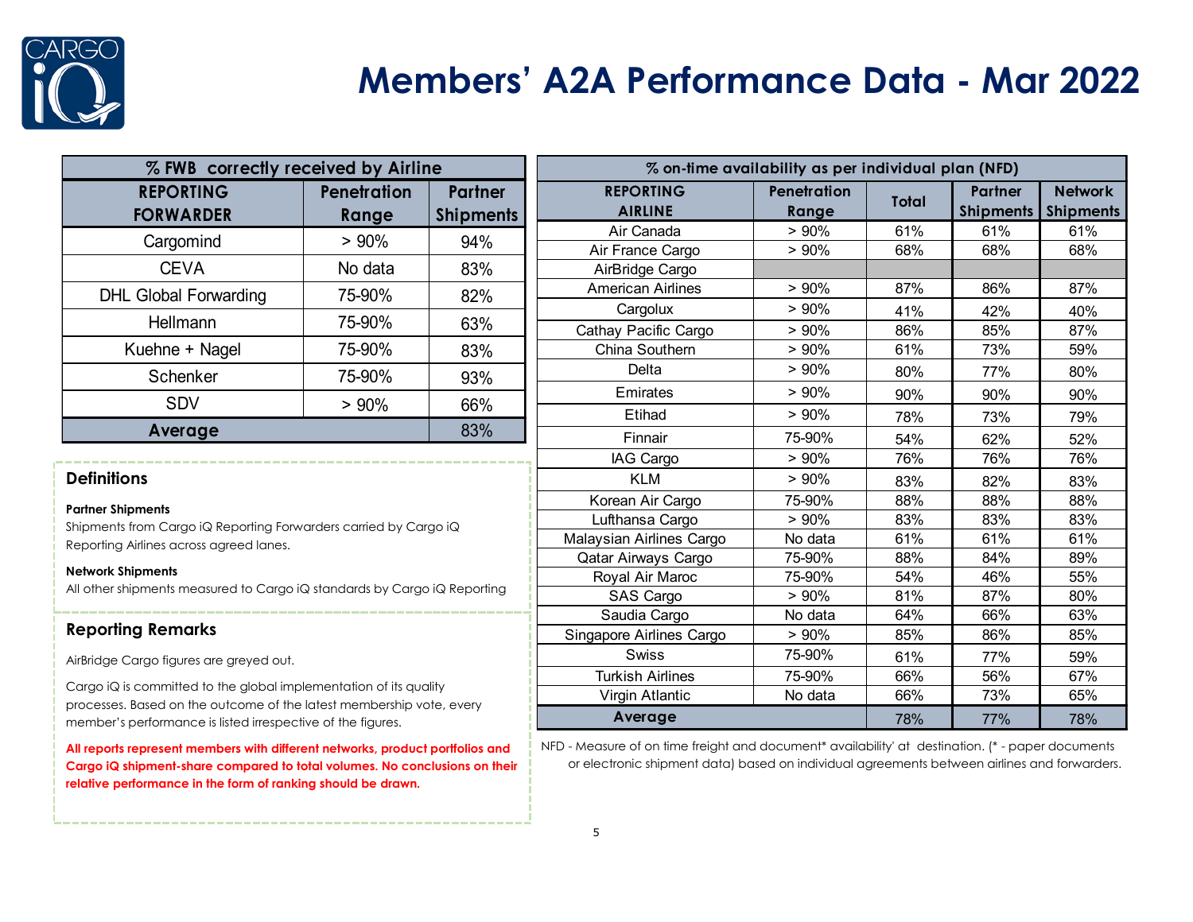# Members’ A2A Performance Data - Mar 2022

| % FWB correctly received by Airline | | |
|---|---|---|
| REPORTING FORWARDER | Penetration Range | Partner Shipments |
| Cargomind | > 90% | 94% |
| CEVA | No data | 83% |
| DHL Global Forwarding | 75-90% | 82% |
| Hellmann | 75-90% | 63% |
| Kuehne + Nagel | 75-90% | 83% |
| Schenker | 75-90% | 93% |
| SDV | > 90% | 66% |
| Average | | 83% |

### Definitions

**Partner Shipments**
Shipments from Cargo iQ Reporting Forwarders carried by Cargo iQ Reporting Airlines across agreed lanes.

**Network Shipments**
All other shipments measured to Cargo iQ standards by Cargo iQ Reporting

### Reporting Remarks

AirBridge Cargo figures are greyed out.

Cargo iQ is committed to the global implementation of its quality processes. Based on the outcome of the latest membership vote, every member’s performance is listed irrespective of the figures.

**All reports represent members with different networks, product portfolios and Cargo iQ shipment-share compared to total volumes. No conclusions on their relative performance in the form of ranking should be drawn.**

| % on-time availability as per individual plan (NFD) | | | | |
|---|---|---|---|---|
| REPORTING AIRLINE | Penetration Range | Total | Partner Shipments | Network Shipments |
| Air Canada | > 90% | 61% | 61% | 61% |
| Air France Cargo | > 90% | 68% | 68% | 68% |
| AirBridge Cargo | | | | |
| American Airlines | > 90% | 87% | 86% | 87% |
| Cargolux | > 90% | 41% | 42% | 40% |
| Cathay Pacific Cargo | > 90% | 86% | 85% | 87% |
| China Southern | > 90% | 61% | 73% | 59% |
| Delta | > 90% | 80% | 77% | 80% |
| Emirates | > 90% | 90% | 90% | 90% |
| Etihad | > 90% | 78% | 73% | 79% |
| Finnair | 75-90% | 54% | 62% | 52% |
| IAG Cargo | > 90% | 76% | 76% | 76% |
| KLM | > 90% | 83% | 82% | 83% |
| Korean Air Cargo | 75-90% | 88% | 88% | 88% |
| Lufthansa Cargo | > 90% | 83% | 83% | 83% |
| Malaysian Airlines Cargo | No data | 61% | 61% | 61% |
| Qatar Airways Cargo | 75-90% | 88% | 84% | 89% |
| Royal Air Maroc | 75-90% | 54% | 46% | 55% |
| SAS Cargo | > 90% | 81% | 87% | 80% |
| Saudia Cargo | No data | 64% | 66% | 63% |
| Singapore Airlines Cargo | > 90% | 85% | 86% | 85% |
| Swiss | 75-90% | 61% | 77% | 59% |
| Turkish Airlines | 75-90% | 66% | 56% | 67% |
| Virgin Atlantic | No data | 66% | 73% | 65% |
| Average | | 78% | 77% | 78% |

NFD - Measure of on time freight and document* availability' at destination. (* - paper documents or electronic shipment data) based on individual agreements between airlines and forwarders.